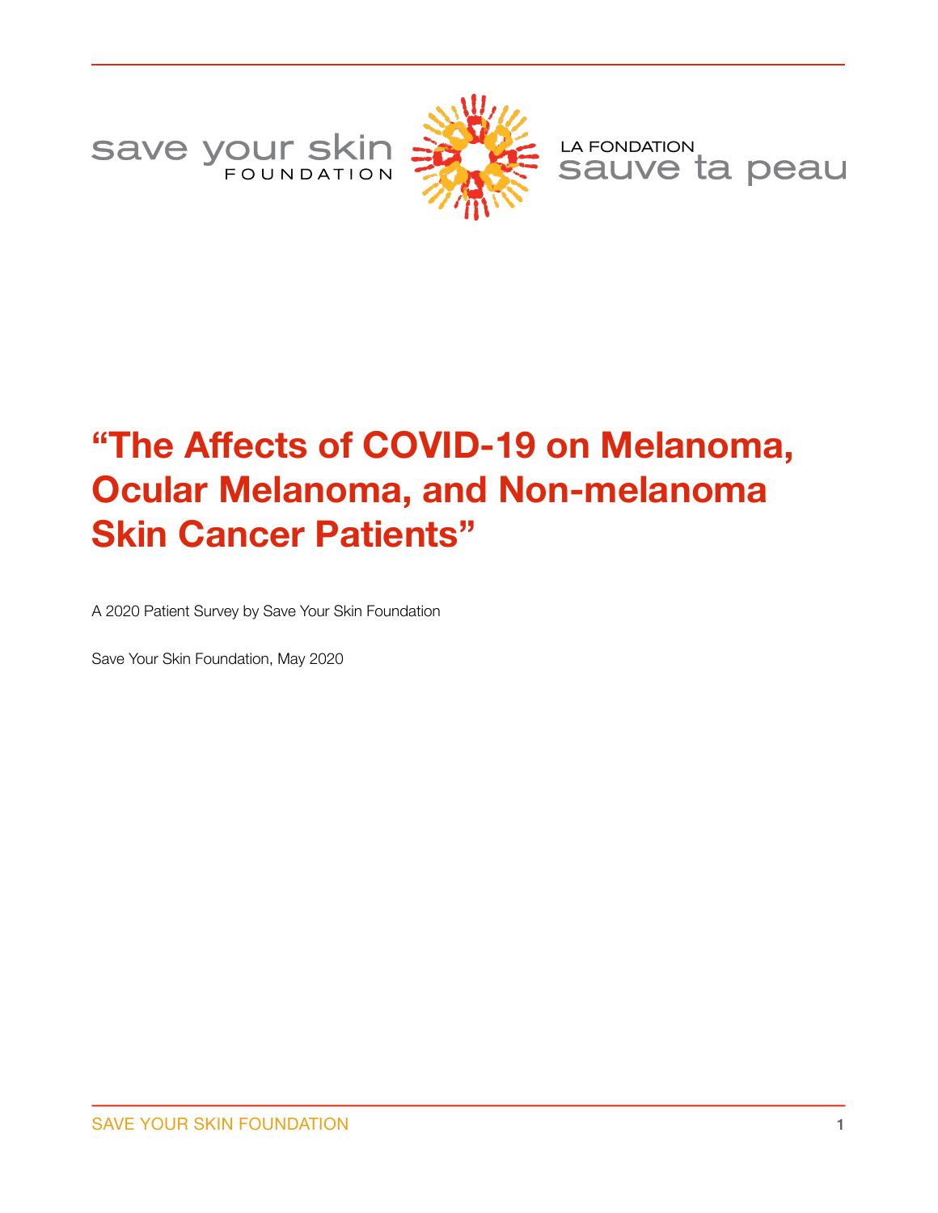save your skin FOUNDATION

LA FONDATION sauve ta peau

# “The Affects of COVID-19 on Melanoma, Ocular Melanoma, and Non-melanoma Skin Cancer Patients”

A 2020 Patient Survey by Save Your Skin Foundation

Save Your Skin Foundation, May 2020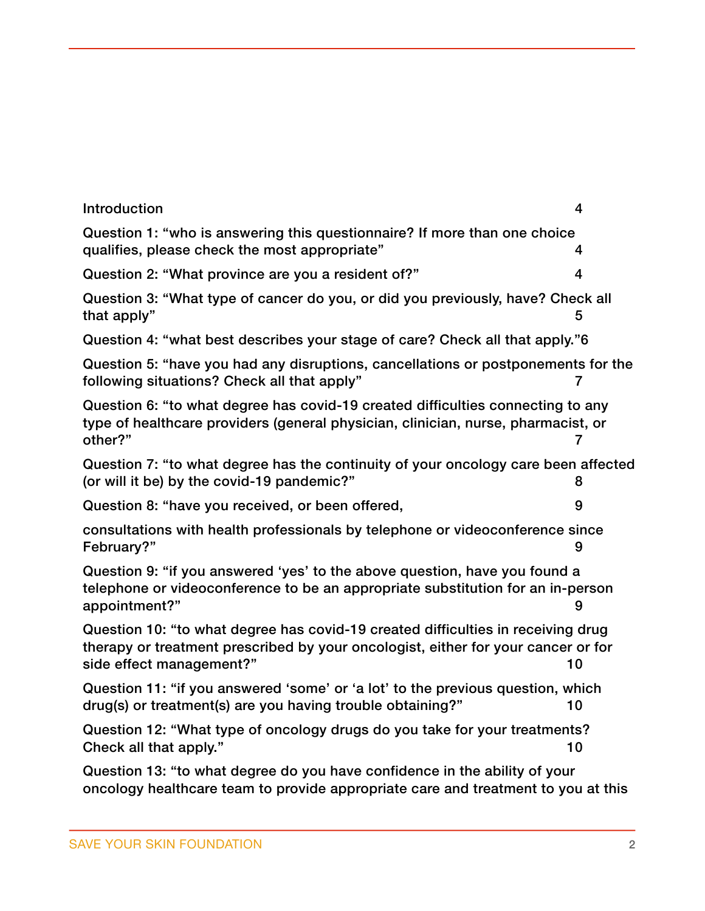Introduction 4

Question 1: “who is answering this questionnaire? If more than one choice qualifies, please check the most appropriate” 4

Question 2: “What province are you a resident of?” 4

Question 3: “What type of cancer do you, or did you previously, have? Check all that apply” 5

Question 4: “what best describes your stage of care? Check all that apply.” 6

Question 5: “have you had any disruptions, cancellations or postponements for the following situations? Check all that apply” 7

Question 6: “to what degree has covid-19 created difficulties connecting to any type of healthcare providers (general physician, clinician, nurse, pharmacist, or other?” 7

Question 7: “to what degree has the continuity of your oncology care been affected (or will it be) by the covid-19 pandemic?” 8

Question 8: “have you received, or been offered, 9

consultations with health professionals by telephone or videoconference since February?” 9

Question 9: “if you answered ‘yes’ to the above question, have you found a telephone or videoconference to be an appropriate substitution for an in-person appointment?” 9

Question 10: “to what degree has covid-19 created difficulties in receiving drug therapy or treatment prescribed by your oncologist, either for your cancer or for side effect management?” 10

Question 11: “if you answered ‘some’ or ‘a lot’ to the previous question, which drug(s) or treatment(s) are you having trouble obtaining?” 10

Question 12: “What type of oncology drugs do you take for your treatments? Check all that apply.” 10

Question 13: “to what degree do you have confidence in the ability of your oncology healthcare team to provide appropriate care and treatment to you at this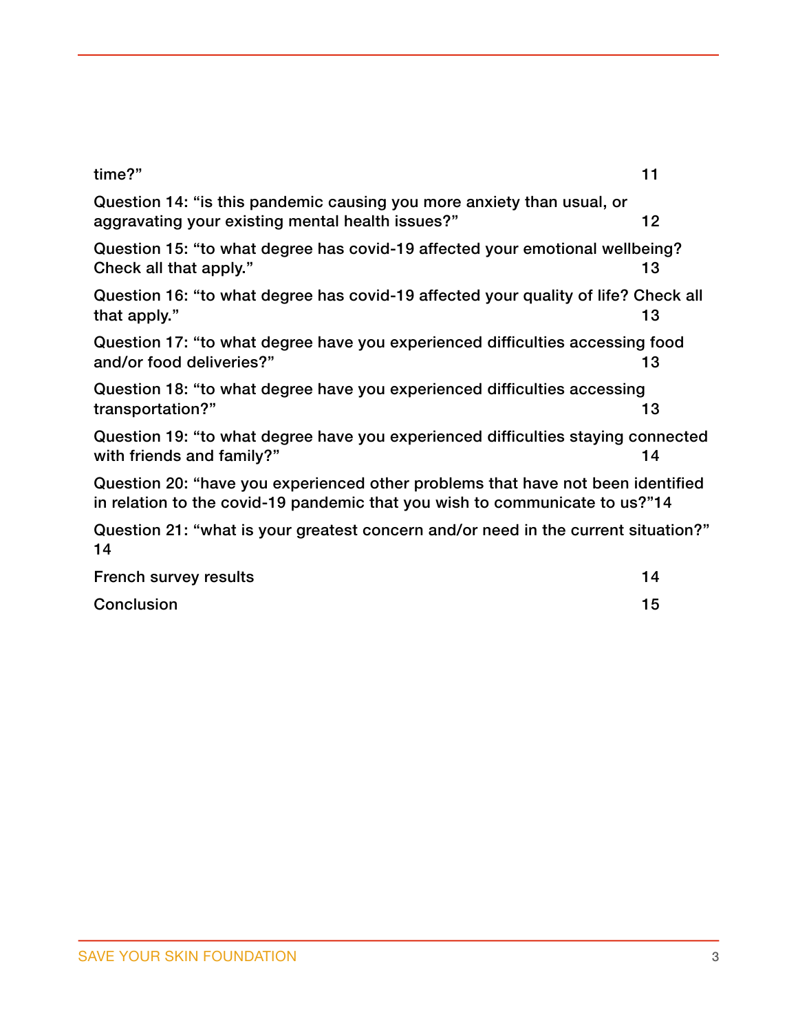time?" 11

Question 14: "is this pandemic causing you more anxiety than usual, or aggravating your existing mental health issues?" 12

Question 15: "to what degree has covid-19 affected your emotional wellbeing? Check all that apply." 13

Question 16: "to what degree has covid-19 affected your quality of life? Check all that apply." 13

Question 17: "to what degree have you experienced difficulties accessing food and/or food deliveries?" 13

Question 18: "to what degree have you experienced difficulties accessing transportation?" 13

Question 19: "to what degree have you experienced difficulties staying connected with friends and family?" 14

Question 20: "have you experienced other problems that have not been identified in relation to the covid-19 pandemic that you wish to communicate to us?" 14

Question 21: "what is your greatest concern and/or need in the current situation?" 14

French survey results 14

Conclusion 15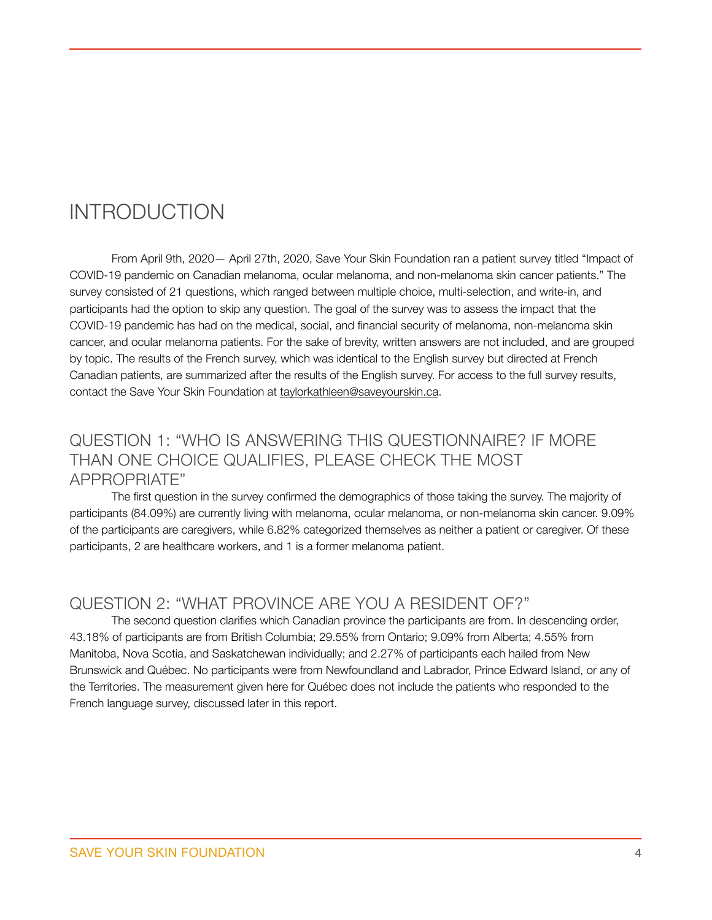# INTRODUCTION

From April 9th, 2020— April 27th, 2020, Save Your Skin Foundation ran a patient survey titled "Impact of COVID-19 pandemic on Canadian melanoma, ocular melanoma, and non-melanoma skin cancer patients." The survey consisted of 21 questions, which ranged between multiple choice, multi-selection, and write-in, and participants had the option to skip any question. The goal of the survey was to assess the impact that the COVID-19 pandemic has had on the medical, social, and financial security of melanoma, non-melanoma skin cancer, and ocular melanoma patients. For the sake of brevity, written answers are not included, and are grouped by topic. The results of the French survey, which was identical to the English survey but directed at French Canadian patients, are summarized after the results of the English survey. For access to the full survey results, contact the Save Your Skin Foundation at taylorkathleen@saveyourskin.ca.

## QUESTION 1: "WHO IS ANSWERING THIS QUESTIONNAIRE? IF MORE THAN ONE CHOICE QUALIFIES, PLEASE CHECK THE MOST APPROPRIATE"

The first question in the survey confirmed the demographics of those taking the survey. The majority of participants (84.09%) are currently living with melanoma, ocular melanoma, or non-melanoma skin cancer. 9.09% of the participants are caregivers, while 6.82% categorized themselves as neither a patient or caregiver. Of these participants, 2 are healthcare workers, and 1 is a former melanoma patient.

## QUESTION 2: "WHAT PROVINCE ARE YOU A RESIDENT OF?"

The second question clarifies which Canadian province the participants are from. In descending order, 43.18% of participants are from British Columbia; 29.55% from Ontario; 9.09% from Alberta; 4.55% from Manitoba, Nova Scotia, and Saskatchewan individually; and 2.27% of participants each hailed from New Brunswick and Québec. No participants were from Newfoundland and Labrador, Prince Edward Island, or any of the Territories. The measurement given here for Québec does not include the patients who responded to the French language survey, discussed later in this report.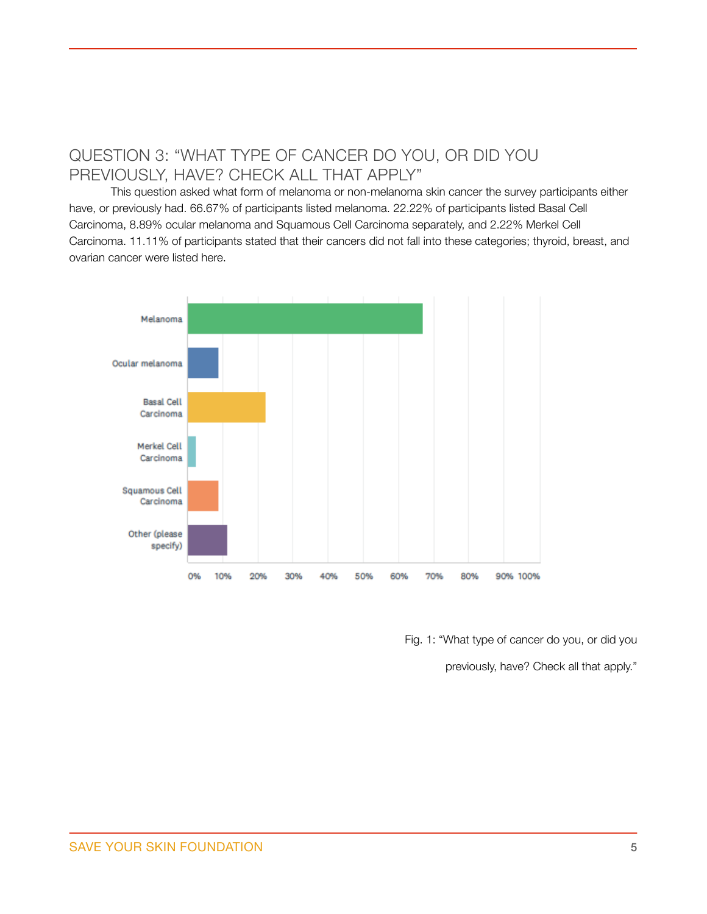## QUESTION 3: “WHAT TYPE OF CANCER DO YOU, OR DID YOU PREVIOUSLY, HAVE? CHECK ALL THAT APPLY”

This question asked what form of melanoma or non-melanoma skin cancer the survey participants either have, or previously had. 66.67% of participants listed melanoma. 22.22% of participants listed Basal Cell Carcinoma, 8.89% ocular melanoma and Squamous Cell Carcinoma separately, and 2.22% Merkel Cell Carcinoma. 11.11% of participants stated that their cancers did not fall into these categories; thyroid, breast, and ovarian cancer were listed here.

Fig. 1: “What type of cancer do you, or did you previously, have? Check all that apply.”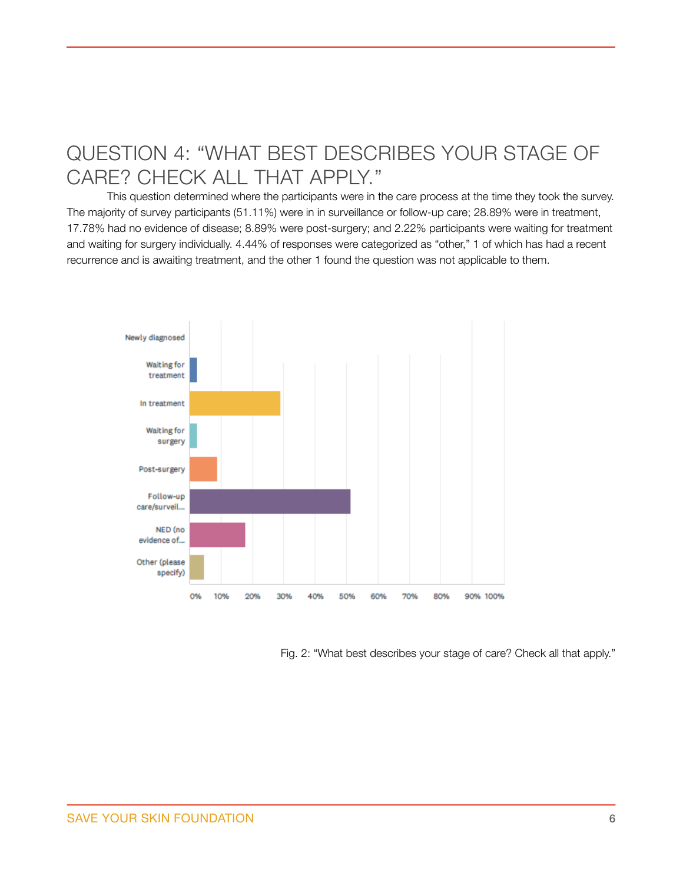## QUESTION 4: "WHAT BEST DESCRIBES YOUR STAGE OF CARE? CHECK ALL THAT APPLY."

This question determined where the participants were in the care process at the time they took the survey. The majority of survey participants (51.11%) were in in surveillance or follow-up care; 28.89% were in treatment, 17.78% had no evidence of disease; 8.89% were post-surgery; and 2.22% participants were waiting for treatment and waiting for surgery individually. 4.44% of responses were categorized as "other," 1 of which has had a recent recurrence and is awaiting treatment, and the other 1 found the question was not applicable to them.

Fig. 2: "What best describes your stage of care? Check all that apply."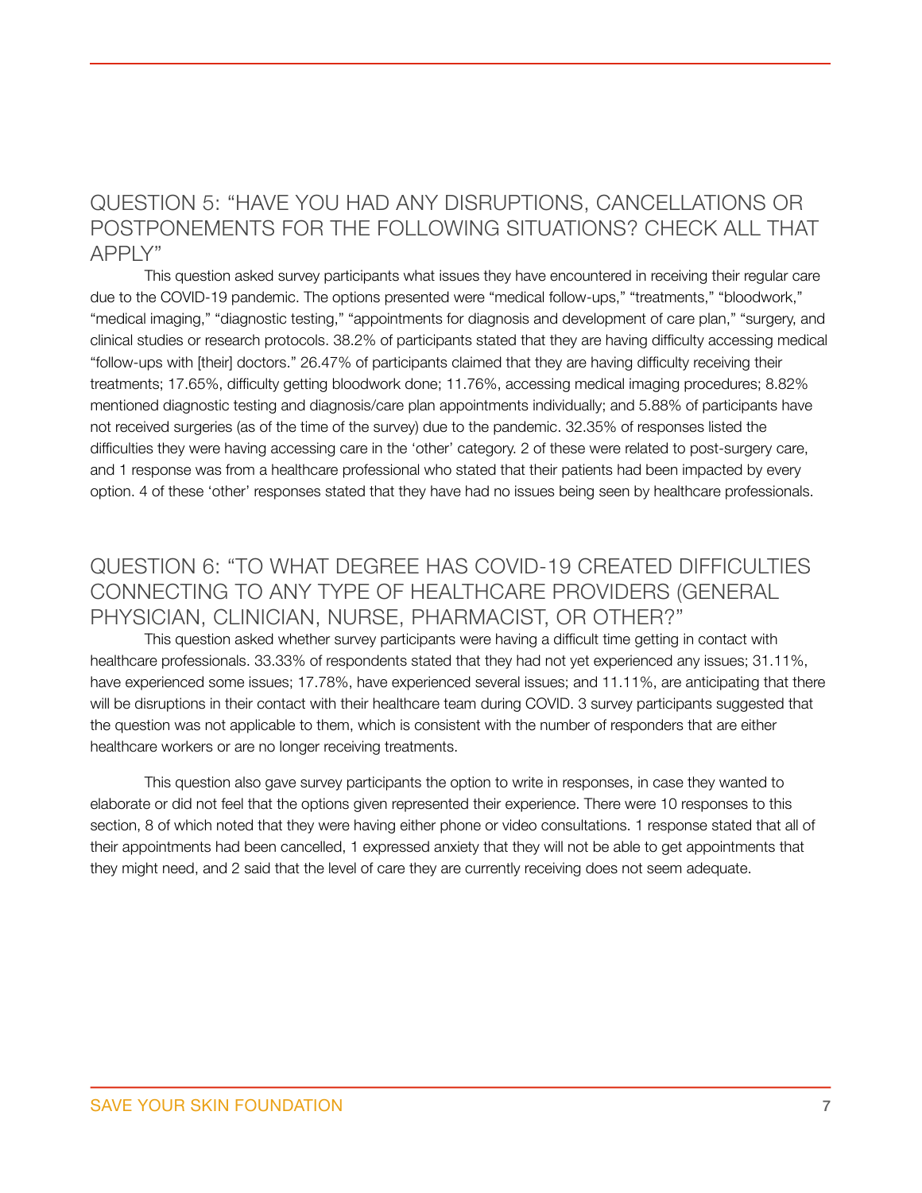## QUESTION 5: "HAVE YOU HAD ANY DISRUPTIONS, CANCELLATIONS OR POSTPONEMENTS FOR THE FOLLOWING SITUATIONS? CHECK ALL THAT APPLY"

This question asked survey participants what issues they have encountered in receiving their regular care due to the COVID-19 pandemic. The options presented were "medical follow-ups," "treatments," "bloodwork," "medical imaging," "diagnostic testing," "appointments for diagnosis and development of care plan," "surgery, and clinical studies or research protocols. 38.2% of participants stated that they are having difficulty accessing medical "follow-ups with [their] doctors." 26.47% of participants claimed that they are having difficulty receiving their treatments; 17.65%, difficulty getting bloodwork done; 11.76%, accessing medical imaging procedures; 8.82% mentioned diagnostic testing and diagnosis/care plan appointments individually; and 5.88% of participants have not received surgeries (as of the time of the survey) due to the pandemic. 32.35% of responses listed the difficulties they were having accessing care in the 'other' category. 2 of these were related to post-surgery care, and 1 response was from a healthcare professional who stated that their patients had been impacted by every option. 4 of these 'other' responses stated that they have had no issues being seen by healthcare professionals.

## QUESTION 6: "TO WHAT DEGREE HAS COVID-19 CREATED DIFFICULTIES CONNECTING TO ANY TYPE OF HEALTHCARE PROVIDERS (GENERAL PHYSICIAN, CLINICIAN, NURSE, PHARMACIST, OR OTHER?"

This question asked whether survey participants were having a difficult time getting in contact with healthcare professionals. 33.33% of respondents stated that they had not yet experienced any issues; 31.11%, have experienced some issues; 17.78%, have experienced several issues; and 11.11%, are anticipating that there will be disruptions in their contact with their healthcare team during COVID. 3 survey participants suggested that the question was not applicable to them, which is consistent with the number of responders that are either healthcare workers or are no longer receiving treatments.

This question also gave survey participants the option to write in responses, in case they wanted to elaborate or did not feel that the options given represented their experience. There were 10 responses to this section, 8 of which noted that they were having either phone or video consultations. 1 response stated that all of their appointments had been cancelled, 1 expressed anxiety that they will not be able to get appointments that they might need, and 2 said that the level of care they are currently receiving does not seem adequate.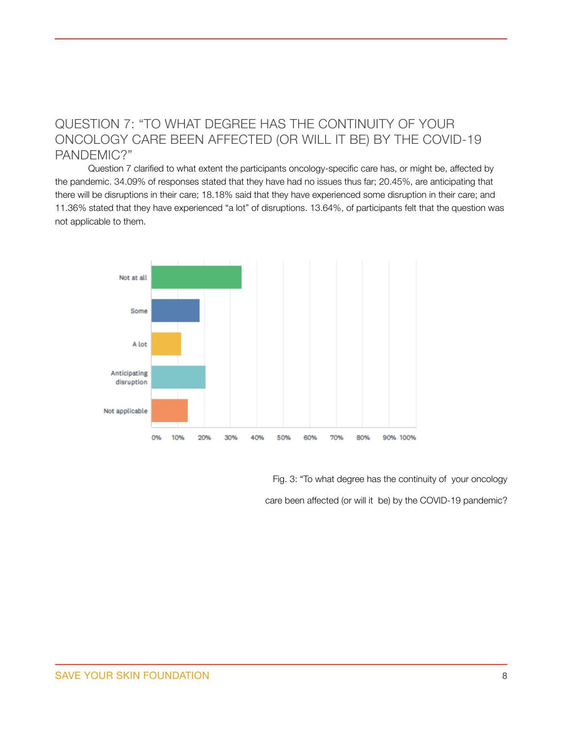## QUESTION 7: "TO WHAT DEGREE HAS THE CONTINUITY OF YOUR ONCOLOGY CARE BEEN AFFECTED (OR WILL IT BE) BY THE COVID-19 PANDEMIC?"

Question 7 clarified to what extent the participants oncology-specific care has, or might be, affected by the pandemic. 34.09% of responses stated that they have had no issues thus far; 20.45%, are anticipating that there will be disruptions in their care; 18.18% said that they have experienced some disruption in their care; and 11.36% stated that they have experienced "a lot" of disruptions. 13.64%, of participants felt that the question was not applicable to them.

Fig. 3: "To what degree has the continuity of your oncology care been affected (or will it be) by the COVID-19 pandemic?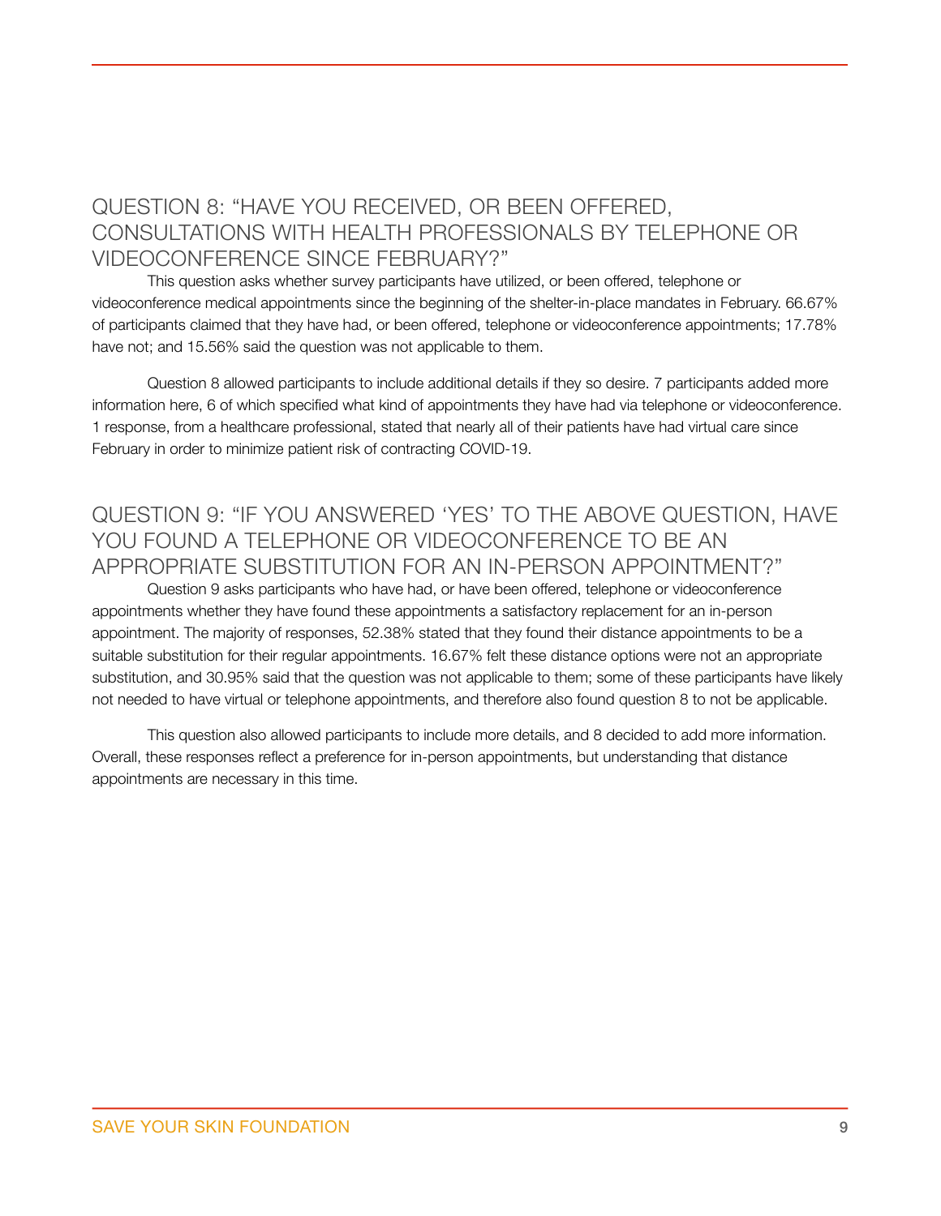## QUESTION 8: "HAVE YOU RECEIVED, OR BEEN OFFERED, CONSULTATIONS WITH HEALTH PROFESSIONALS BY TELEPHONE OR VIDEOCONFERENCE SINCE FEBRUARY?"

This question asks whether survey participants have utilized, or been offered, telephone or videoconference medical appointments since the beginning of the shelter-in-place mandates in February. 66.67% of participants claimed that they have had, or been offered, telephone or videoconference appointments; 17.78% have not; and 15.56% said the question was not applicable to them.

Question 8 allowed participants to include additional details if they so desire. 7 participants added more information here, 6 of which specified what kind of appointments they have had via telephone or videoconference. 1 response, from a healthcare professional, stated that nearly all of their patients have had virtual care since February in order to minimize patient risk of contracting COVID-19.

## QUESTION 9: "IF YOU ANSWERED 'YES' TO THE ABOVE QUESTION, HAVE YOU FOUND A TELEPHONE OR VIDEOCONFERENCE TO BE AN APPROPRIATE SUBSTITUTION FOR AN IN-PERSON APPOINTMENT?"

Question 9 asks participants who have had, or have been offered, telephone or videoconference appointments whether they have found these appointments a satisfactory replacement for an in-person appointment. The majority of responses, 52.38% stated that they found their distance appointments to be a suitable substitution for their regular appointments. 16.67% felt these distance options were not an appropriate substitution, and 30.95% said that the question was not applicable to them; some of these participants have likely not needed to have virtual or telephone appointments, and therefore also found question 8 to not be applicable.

This question also allowed participants to include more details, and 8 decided to add more information. Overall, these responses reflect a preference for in-person appointments, but understanding that distance appointments are necessary in this time.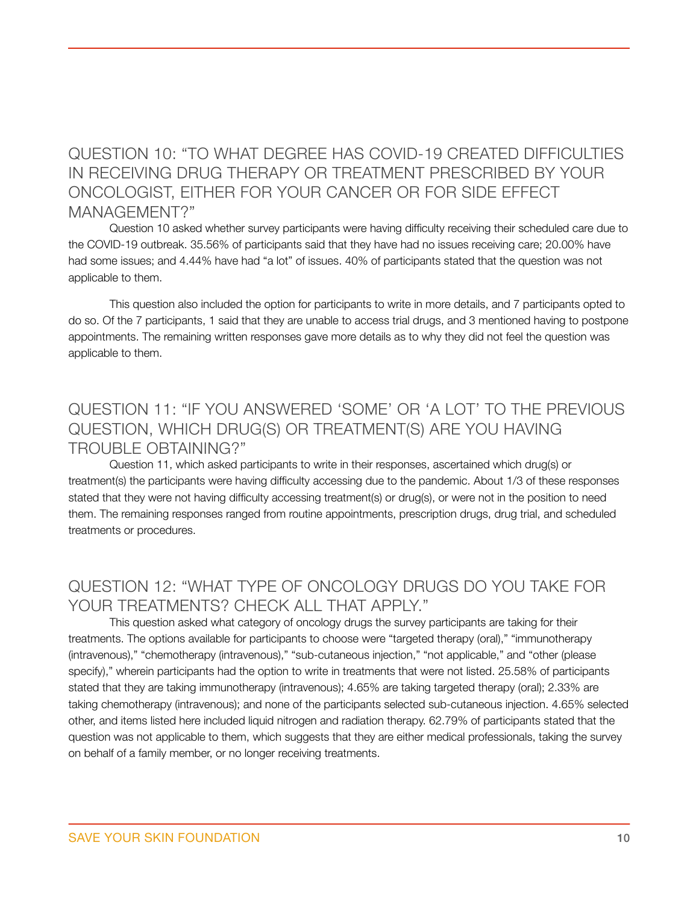## QUESTION 10: "TO WHAT DEGREE HAS COVID-19 CREATED DIFFICULTIES IN RECEIVING DRUG THERAPY OR TREATMENT PRESCRIBED BY YOUR ONCOLOGIST, EITHER FOR YOUR CANCER OR FOR SIDE EFFECT MANAGEMENT?"

Question 10 asked whether survey participants were having difficulty receiving their scheduled care due to the COVID-19 outbreak. 35.56% of participants said that they have had no issues receiving care; 20.00% have had some issues; and 4.44% have had "a lot" of issues. 40% of participants stated that the question was not applicable to them.

This question also included the option for participants to write in more details, and 7 participants opted to do so. Of the 7 participants, 1 said that they are unable to access trial drugs, and 3 mentioned having to postpone appointments. The remaining written responses gave more details as to why they did not feel the question was applicable to them.

## QUESTION 11: "IF YOU ANSWERED 'SOME' OR 'A LOT' TO THE PREVIOUS QUESTION, WHICH DRUG(S) OR TREATMENT(S) ARE YOU HAVING TROUBLE OBTAINING?"

Question 11, which asked participants to write in their responses, ascertained which drug(s) or treatment(s) the participants were having difficulty accessing due to the pandemic. About 1/3 of these responses stated that they were not having difficulty accessing treatment(s) or drug(s), or were not in the position to need them. The remaining responses ranged from routine appointments, prescription drugs, drug trial, and scheduled treatments or procedures.

## QUESTION 12: "WHAT TYPE OF ONCOLOGY DRUGS DO YOU TAKE FOR YOUR TREATMENTS? CHECK ALL THAT APPLY."

This question asked what category of oncology drugs the survey participants are taking for their treatments. The options available for participants to choose were "targeted therapy (oral)," "immunotherapy (intravenous)," "chemotherapy (intravenous)," "sub-cutaneous injection," "not applicable," and "other (please specify)," wherein participants had the option to write in treatments that were not listed. 25.58% of participants stated that they are taking immunotherapy (intravenous); 4.65% are taking targeted therapy (oral); 2.33% are taking chemotherapy (intravenous); and none of the participants selected sub-cutaneous injection. 4.65% selected other, and items listed here included liquid nitrogen and radiation therapy. 62.79% of participants stated that the question was not applicable to them, which suggests that they are either medical professionals, taking the survey on behalf of a family member, or no longer receiving treatments.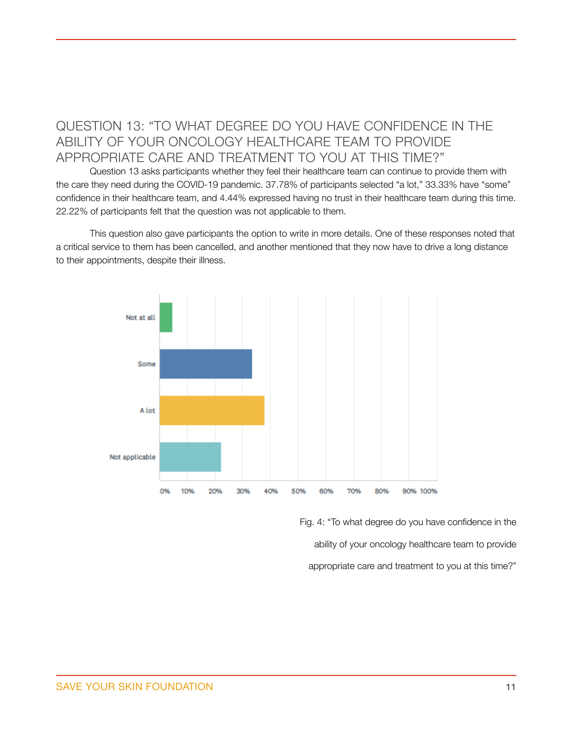## QUESTION 13: "TO WHAT DEGREE DO YOU HAVE CONFIDENCE IN THE ABILITY OF YOUR ONCOLOGY HEALTHCARE TEAM TO PROVIDE APPROPRIATE CARE AND TREATMENT TO YOU AT THIS TIME?"

Question 13 asks participants whether they feel their healthcare team can continue to provide them with the care they need during the COVID-19 pandemic. 37.78% of participants selected "a lot," 33.33% have "some" confidence in their healthcare team, and 4.44% expressed having no trust in their healthcare team during this time. 22.22% of participants felt that the question was not applicable to them.

This question also gave participants the option to write in more details. One of these responses noted that a critical service to them has been cancelled, and another mentioned that they now have to drive a long distance to their appointments, despite their illness.

Fig. 4: "To what degree do you have confidence in the ability of your oncology healthcare team to provide appropriate care and treatment to you at this time?"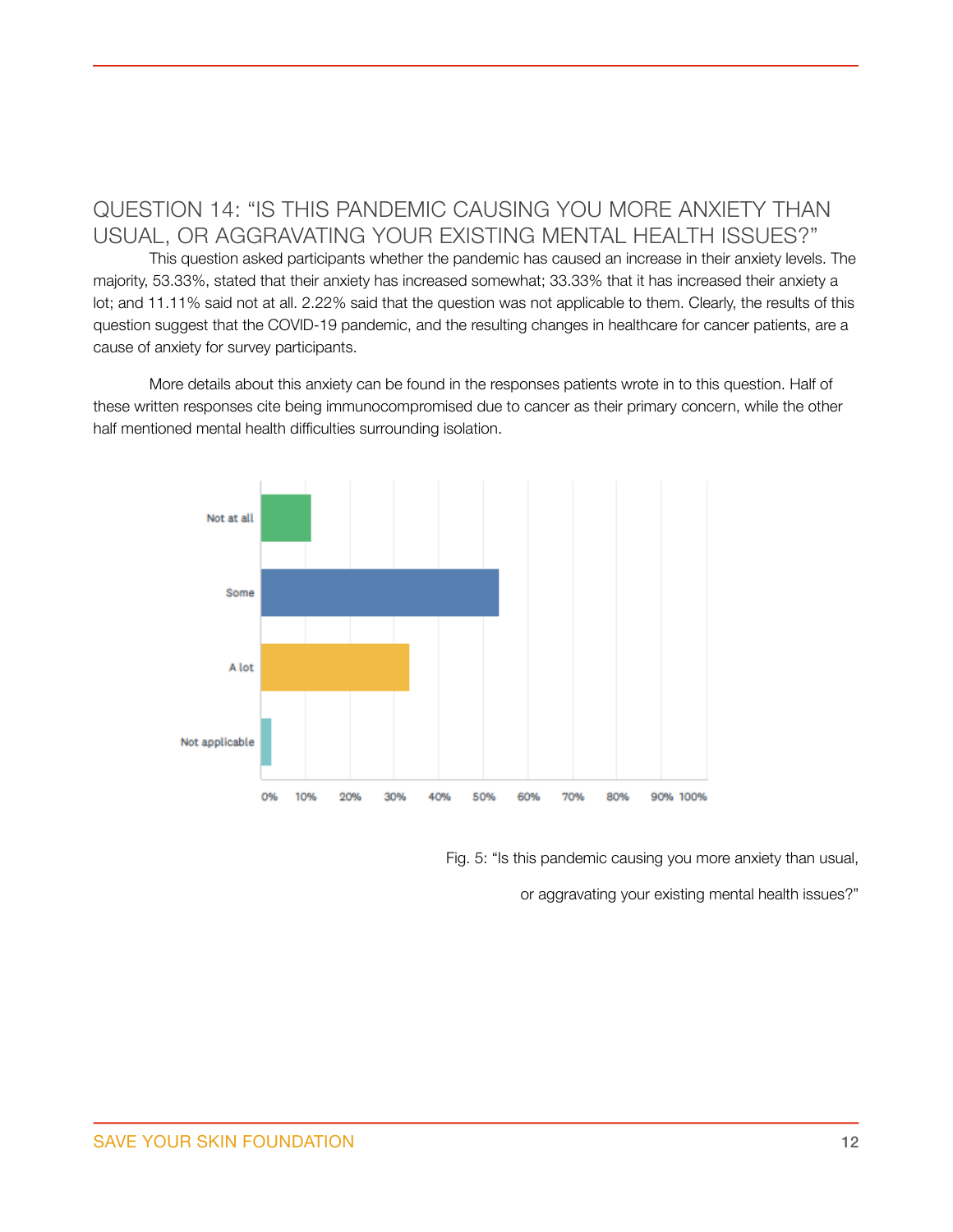## QUESTION 14: "IS THIS PANDEMIC CAUSING YOU MORE ANXIETY THAN USUAL, OR AGGRAVATING YOUR EXISTING MENTAL HEALTH ISSUES?"

This question asked participants whether the pandemic has caused an increase in their anxiety levels. The majority, 53.33%, stated that their anxiety has increased somewhat; 33.33% that it has increased their anxiety a lot; and 11.11% said not at all. 2.22% said that the question was not applicable to them. Clearly, the results of this question suggest that the COVID-19 pandemic, and the resulting changes in healthcare for cancer patients, are a cause of anxiety for survey participants.

More details about this anxiety can be found in the responses patients wrote in to this question. Half of these written responses cite being immunocompromised due to cancer as their primary concern, while the other half mentioned mental health difficulties surrounding isolation.

Fig. 5: "Is this pandemic causing you more anxiety than usual, or aggravating your existing mental health issues?"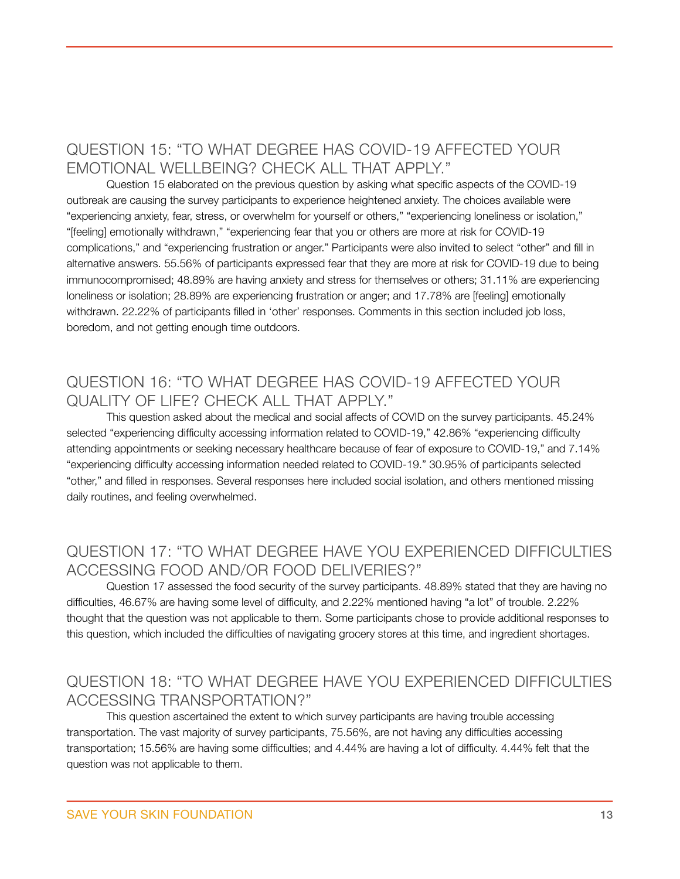## QUESTION 15: "TO WHAT DEGREE HAS COVID-19 AFFECTED YOUR EMOTIONAL WELLBEING? CHECK ALL THAT APPLY."

Question 15 elaborated on the previous question by asking what specific aspects of the COVID-19 outbreak are causing the survey participants to experience heightened anxiety. The choices available were "experiencing anxiety, fear, stress, or overwhelm for yourself or others," "experiencing loneliness or isolation," "[feeling] emotionally withdrawn," "experiencing fear that you or others are more at risk for COVID-19 complications," and "experiencing frustration or anger." Participants were also invited to select "other" and fill in alternative answers. 55.56% of participants expressed fear that they are more at risk for COVID-19 due to being immunocompromised; 48.89% are having anxiety and stress for themselves or others; 31.11% are experiencing loneliness or isolation; 28.89% are experiencing frustration or anger; and 17.78% are [feeling] emotionally withdrawn. 22.22% of participants filled in 'other' responses. Comments in this section included job loss, boredom, and not getting enough time outdoors.

## QUESTION 16: "TO WHAT DEGREE HAS COVID-19 AFFECTED YOUR QUALITY OF LIFE? CHECK ALL THAT APPLY."

This question asked about the medical and social affects of COVID on the survey participants. 45.24% selected "experiencing difficulty accessing information related to COVID-19," 42.86% "experiencing difficulty attending appointments or seeking necessary healthcare because of fear of exposure to COVID-19," and 7.14% "experiencing difficulty accessing information needed related to COVID-19." 30.95% of participants selected "other," and filled in responses. Several responses here included social isolation, and others mentioned missing daily routines, and feeling overwhelmed.

## QUESTION 17: "TO WHAT DEGREE HAVE YOU EXPERIENCED DIFFICULTIES ACCESSING FOOD AND/OR FOOD DELIVERIES?"

Question 17 assessed the food security of the survey participants. 48.89% stated that they are having no difficulties, 46.67% are having some level of difficulty, and 2.22% mentioned having "a lot" of trouble. 2.22% thought that the question was not applicable to them. Some participants chose to provide additional responses to this question, which included the difficulties of navigating grocery stores at this time, and ingredient shortages.

## QUESTION 18: "TO WHAT DEGREE HAVE YOU EXPERIENCED DIFFICULTIES ACCESSING TRANSPORTATION?"

This question ascertained the extent to which survey participants are having trouble accessing transportation. The vast majority of survey participants, 75.56%, are not having any difficulties accessing transportation; 15.56% are having some difficulties; and 4.44% are having a lot of difficulty. 4.44% felt that the question was not applicable to them.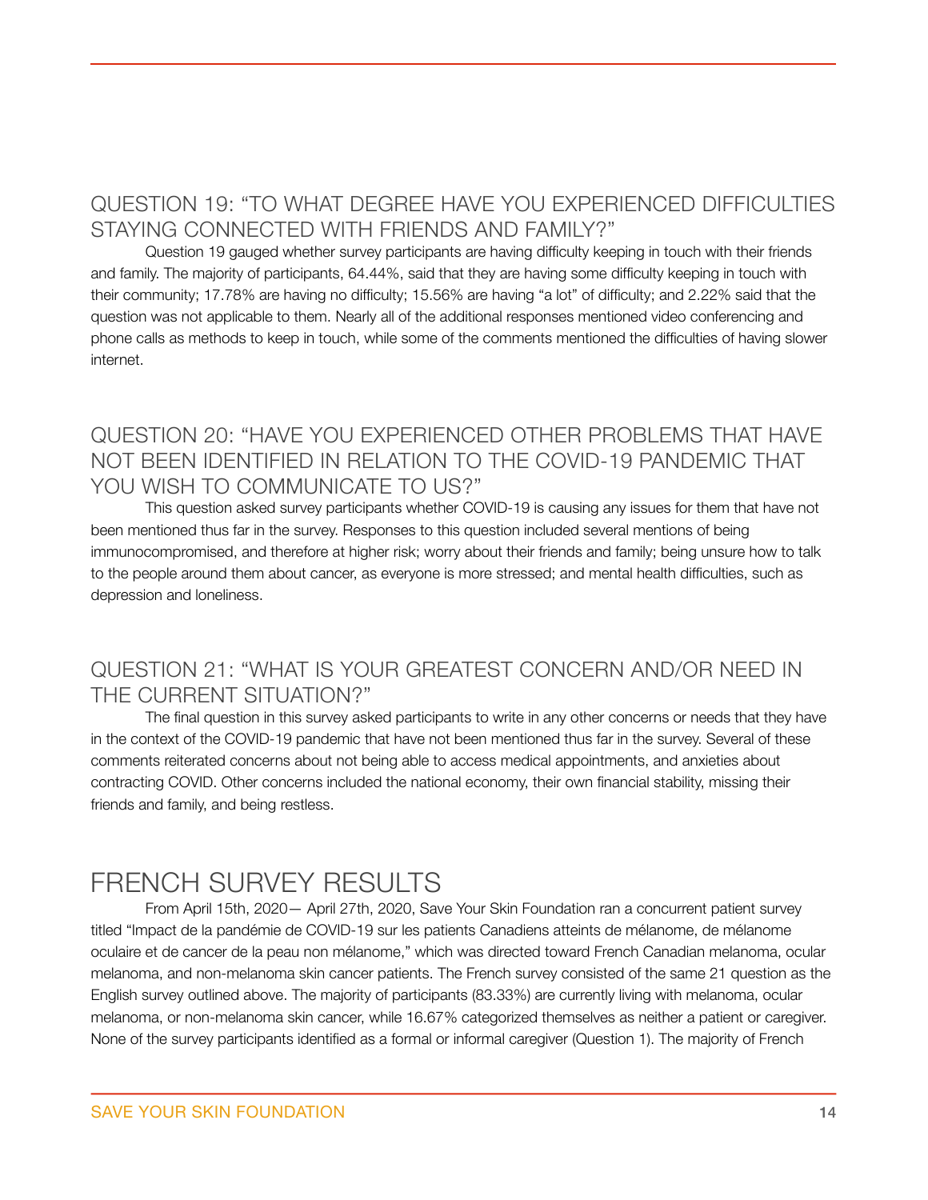## QUESTION 19: "TO WHAT DEGREE HAVE YOU EXPERIENCED DIFFICULTIES STAYING CONNECTED WITH FRIENDS AND FAMILY?"

Question 19 gauged whether survey participants are having difficulty keeping in touch with their friends and family. The majority of participants, 64.44%, said that they are having some difficulty keeping in touch with their community; 17.78% are having no difficulty; 15.56% are having "a lot" of difficulty; and 2.22% said that the question was not applicable to them. Nearly all of the additional responses mentioned video conferencing and phone calls as methods to keep in touch, while some of the comments mentioned the difficulties of having slower internet.

## QUESTION 20: "HAVE YOU EXPERIENCED OTHER PROBLEMS THAT HAVE NOT BEEN IDENTIFIED IN RELATION TO THE COVID-19 PANDEMIC THAT YOU WISH TO COMMUNICATE TO US?"

This question asked survey participants whether COVID-19 is causing any issues for them that have not been mentioned thus far in the survey. Responses to this question included several mentions of being immunocompromised, and therefore at higher risk; worry about their friends and family; being unsure how to talk to the people around them about cancer, as everyone is more stressed; and mental health difficulties, such as depression and loneliness.

## QUESTION 21: "WHAT IS YOUR GREATEST CONCERN AND/OR NEED IN THE CURRENT SITUATION?"

The final question in this survey asked participants to write in any other concerns or needs that they have in the context of the COVID-19 pandemic that have not been mentioned thus far in the survey. Several of these comments reiterated concerns about not being able to access medical appointments, and anxieties about contracting COVID. Other concerns included the national economy, their own financial stability, missing their friends and family, and being restless.

# FRENCH SURVEY RESULTS

From April 15th, 2020— April 27th, 2020, Save Your Skin Foundation ran a concurrent patient survey titled "Impact de la pandémie de COVID-19 sur les patients Canadiens atteints de mélanome, de mélanome oculaire et de cancer de la peau non mélanome," which was directed toward French Canadian melanoma, ocular melanoma, and non-melanoma skin cancer patients. The French survey consisted of the same 21 question as the English survey outlined above. The majority of participants (83.33%) are currently living with melanoma, ocular melanoma, or non-melanoma skin cancer, while 16.67% categorized themselves as neither a patient or caregiver. None of the survey participants identified as a formal or informal caregiver (Question 1). The majority of French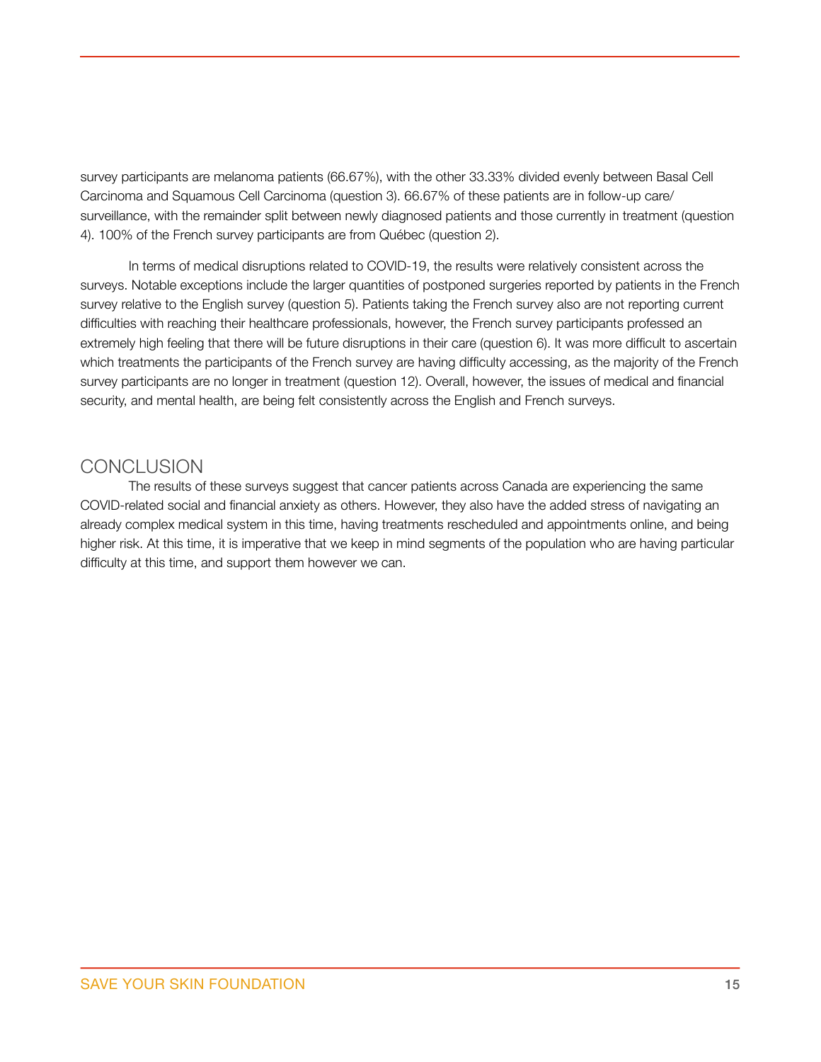survey participants are melanoma patients (66.67%), with the other 33.33% divided evenly between Basal Cell Carcinoma and Squamous Cell Carcinoma (question 3). 66.67% of these patients are in follow-up care/ surveillance, with the remainder split between newly diagnosed patients and those currently in treatment (question 4). 100% of the French survey participants are from Québec (question 2).

In terms of medical disruptions related to COVID-19, the results were relatively consistent across the surveys. Notable exceptions include the larger quantities of postponed surgeries reported by patients in the French survey relative to the English survey (question 5). Patients taking the French survey also are not reporting current difficulties with reaching their healthcare professionals, however, the French survey participants professed an extremely high feeling that there will be future disruptions in their care (question 6). It was more difficult to ascertain which treatments the participants of the French survey are having difficulty accessing, as the majority of the French survey participants are no longer in treatment (question 12). Overall, however, the issues of medical and financial security, and mental health, are being felt consistently across the English and French surveys.

## CONCLUSION

The results of these surveys suggest that cancer patients across Canada are experiencing the same COVID-related social and financial anxiety as others. However, they also have the added stress of navigating an already complex medical system in this time, having treatments rescheduled and appointments online, and being higher risk. At this time, it is imperative that we keep in mind segments of the population who are having particular difficulty at this time, and support them however we can.